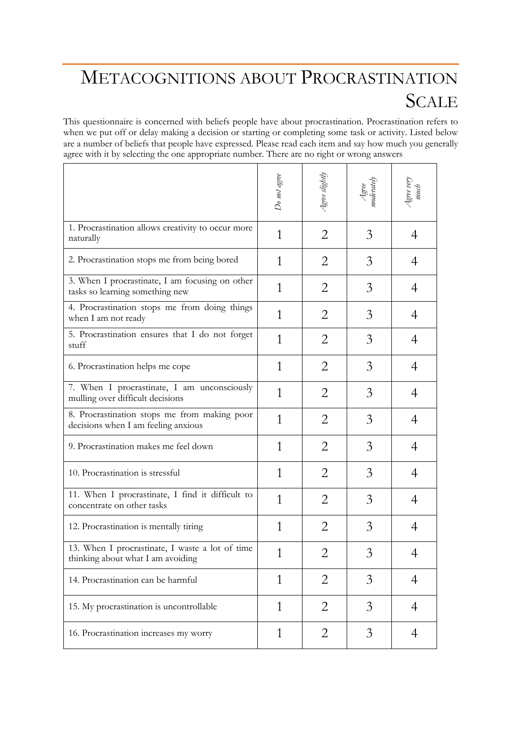# METACOGNITIONS ABOUT PROCRASTINATION SCALE

This questionnaire is concerned with beliefs people have about procrastination. Procrastination refers to when we put off or delay making a decision or starting or completing some task or activity. Listed below are a number of beliefs that people have expressed. Please read each item and say how much you generally agree with it by selecting the one appropriate number. There are no right or wrong answers

| | *Do not agree* | *Agree slightly* | *Agree moderately* | *Agree very much* |
|---|---|---|---|---|
| 1. Procrastination allows creativity to occur more naturally | 1 | 2 | 3 | 4 |
| 2. Procrastination stops me from being bored | 1 | 2 | 3 | 4 |
| 3. When I procrastinate, I am focusing on other tasks so learning something new | 1 | 2 | 3 | 4 |
| 4. Procrastination stops me from doing things when I am not ready | 1 | 2 | 3 | 4 |
| 5. Procrastination ensures that I do not forget stuff | 1 | 2 | 3 | 4 |
| 6. Procrastination helps me cope | 1 | 2 | 3 | 4 |
| 7. When I procrastinate, I am unconsciously mulling over difficult decisions | 1 | 2 | 3 | 4 |
| 8. Procrastination stops me from making poor decisions when I am feeling anxious | 1 | 2 | 3 | 4 |
| 9. Procrastination makes me feel down | 1 | 2 | 3 | 4 |
| 10. Procrastination is stressful | 1 | 2 | 3 | 4 |
| 11. When I procrastinate, I find it difficult to concentrate on other tasks | 1 | 2 | 3 | 4 |
| 12. Procrastination is mentally tiring | 1 | 2 | 3 | 4 |
| 13. When I procrastinate, I waste a lot of time thinking about what I am avoiding | 1 | 2 | 3 | 4 |
| 14. Procrastination can be harmful | 1 | 2 | 3 | 4 |
| 15. My procrastination is uncontrollable | 1 | 2 | 3 | 4 |
| 16. Procrastination increases my worry | 1 | 2 | 3 | 4 |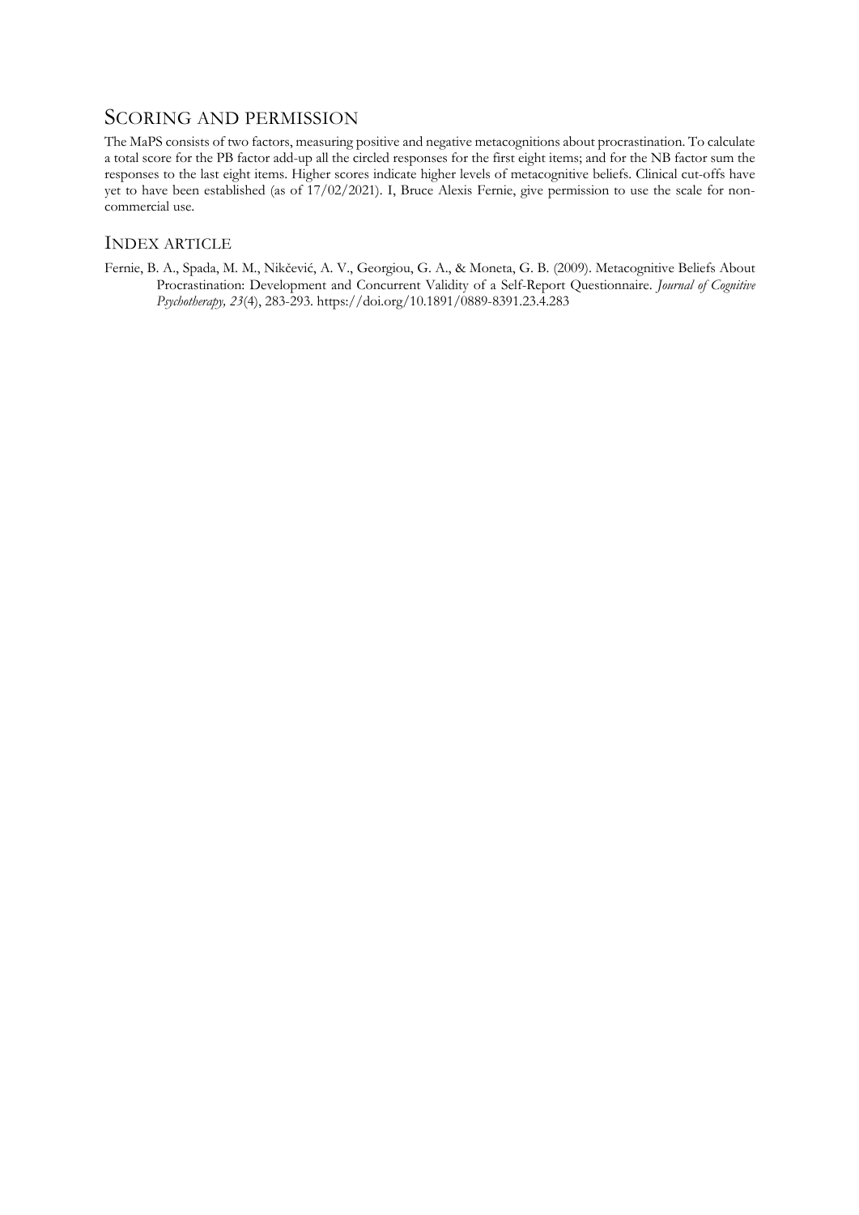## Scoring and Permission

The MaPS consists of two factors, measuring positive and negative metacognitions about procrastination. To calculate a total score for the PB factor add-up all the circled responses for the first eight items; and for the NB factor sum the responses to the last eight items. Higher scores indicate higher levels of metacognitive beliefs. Clinical cut-offs have yet to have been established (as of 17/02/2021). I, Bruce Alexis Fernie, give permission to use the scale for non-commercial use.

## Index Article

Fernie, B. A., Spada, M. M., Nikčević, A. V., Georgiou, G. A., & Moneta, G. B. (2009). Metacognitive Beliefs About Procrastination: Development and Concurrent Validity of a Self-Report Questionnaire. *Journal of Cognitive Psychotherapy, 23*(4), 283-293. https://doi.org/10.1891/0889-8391.23.4.283